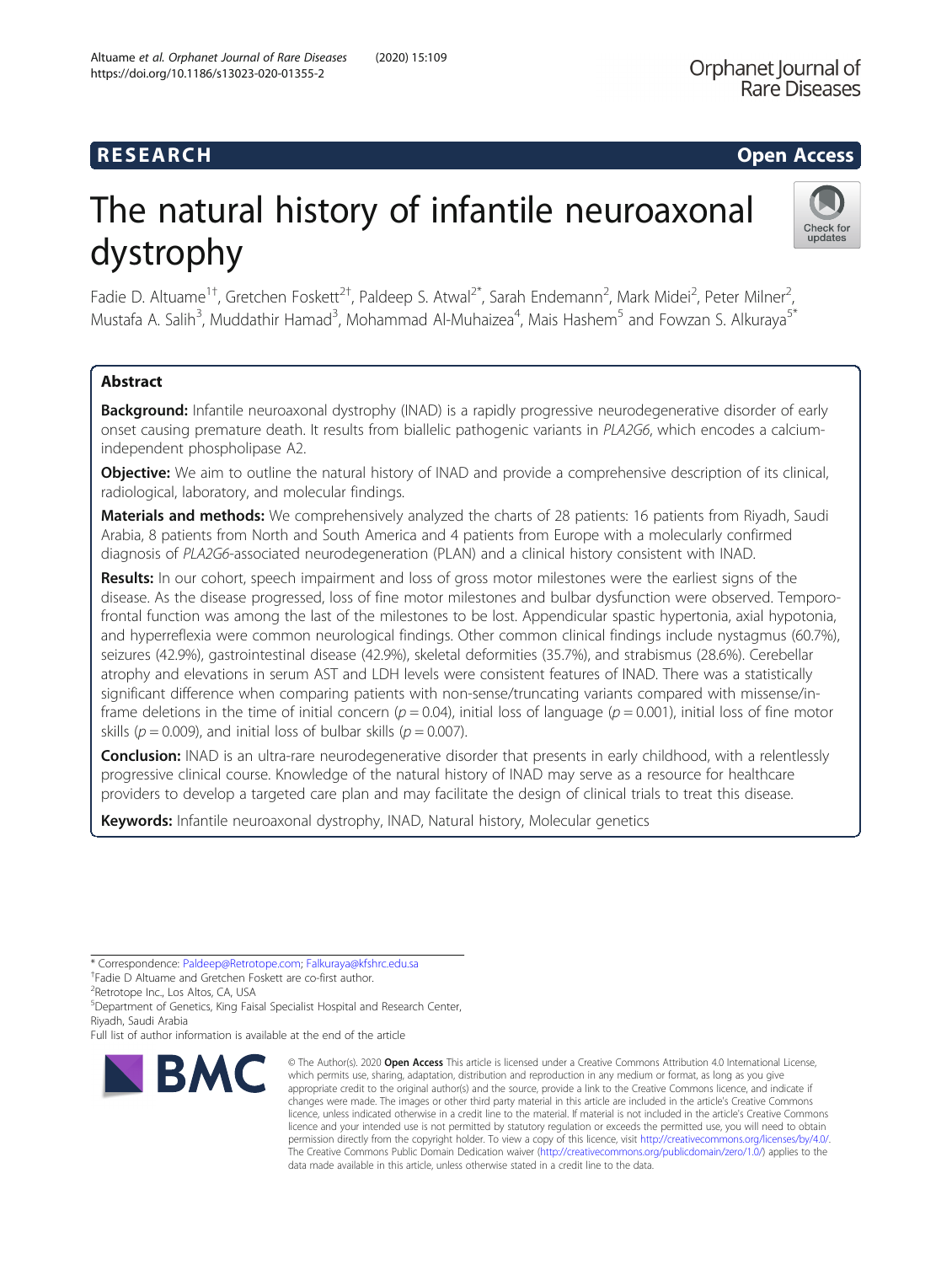**RESEARCH** **Open Access**

# The natural history of infantile neuroaxonal dystrophy

Fadie D. Altuame[1†], Gretchen Foskett[2†], Paldeep S. Atwal[2*], Sarah Endemann[2], Mark Midei[2], Peter Milner[2], Mustafa A. Salih[3], Muddathir Hamad[3], Mohammad Al-Muhaizea[4], Mais Hashem[5] and Fowzan S. Alkuraya[5*]

## Abstract

**Background:** Infantile neuroaxonal dystrophy (INAD) is a rapidly progressive neurodegenerative disorder of early onset causing premature death. It results from biallelic pathogenic variants in *PLA2G6*, which encodes a calcium-independent phospholipase A2.

**Objective:** We aim to outline the natural history of INAD and provide a comprehensive description of its clinical, radiological, laboratory, and molecular findings.

**Materials and methods:** We comprehensively analyzed the charts of 28 patients: 16 patients from Riyadh, Saudi Arabia, 8 patients from North and South America and 4 patients from Europe with a molecularly confirmed diagnosis of *PLA2G6*-associated neurodegeneration (PLAN) and a clinical history consistent with INAD.

**Results:** In our cohort, speech impairment and loss of gross motor milestones were the earliest signs of the disease. As the disease progressed, loss of fine motor milestones and bulbar dysfunction were observed. Temporo-frontal function was among the last of the milestones to be lost. Appendicular spastic hypertonia, axial hypotonia, and hyperreflexia were common neurological findings. Other common clinical findings include nystagmus (60.7%), seizures (42.9%), gastrointestinal disease (42.9%), skeletal deformities (35.7%), and strabismus (28.6%). Cerebellar atrophy and elevations in serum AST and LDH levels were consistent features of INAD. There was a statistically significant difference when comparing patients with non-sense/truncating variants compared with missense/in-frame deletions in the time of initial concern ($p = 0.04$), initial loss of language ($p = 0.001$), initial loss of fine motor skills ($p = 0.009$), and initial loss of bulbar skills ($p = 0.007$).

**Conclusion:** INAD is an ultra-rare neurodegenerative disorder that presents in early childhood, with a relentlessly progressive clinical course. Knowledge of the natural history of INAD may serve as a resource for healthcare providers to develop a targeted care plan and may facilitate the design of clinical trials to treat this disease.

**Keywords:** Infantile neuroaxonal dystrophy, INAD, Natural history, Molecular genetics

---

\* Correspondence: Paldeep@Retrotope.com; Falkuraya@kfshrc.edu.sa

†Fadie D Altuame and Gretchen Foskett are co-first author.

[2]Retrotope Inc., Los Altos, CA, USA

[5]Department of Genetics, King Faisal Specialist Hospital and Research Center, Riyadh, Saudi Arabia

Full list of author information is available at the end of the article

© The Author(s). 2020 **Open Access** This article is licensed under a Creative Commons Attribution 4.0 International License, which permits use, sharing, adaptation, distribution and reproduction in any medium or format, as long as you give appropriate credit to the original author(s) and the source, provide a link to the Creative Commons licence, and indicate if changes were made. The images or other third party material in this article are included in the article's Creative Commons licence, unless indicated otherwise in a credit line to the material. If material is not included in the article's Creative Commons licence and your intended use is not permitted by statutory regulation or exceeds the permitted use, you will need to obtain permission directly from the copyright holder. To view a copy of this licence, visit http://creativecommons.org/licenses/by/4.0/. The Creative Commons Public Domain Dedication waiver (http://creativecommons.org/publicdomain/zero/1.0/) applies to the data made available in this article, unless otherwise stated in a credit line to the data.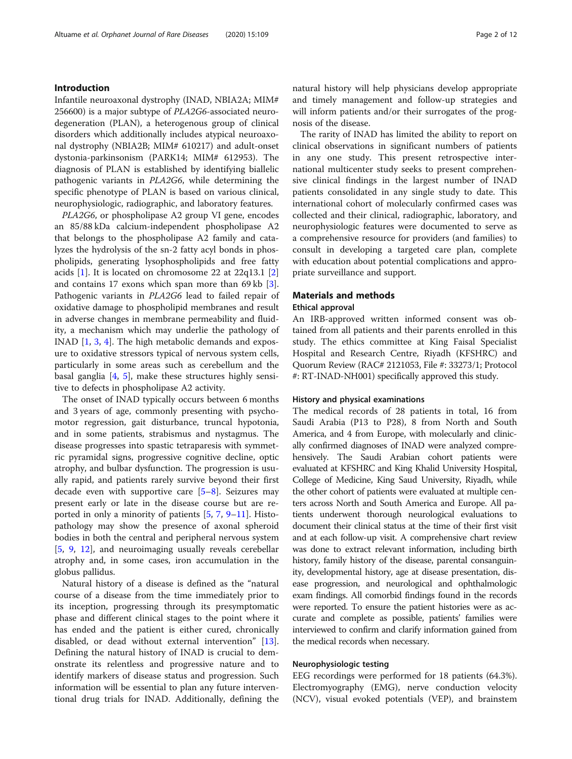## Introduction

Infantile neuroaxonal dystrophy (INAD, NBIA2A; MIM# 256600) is a major subtype of *PLA2G6*-associated neurodegeneration (PLAN), a heterogenous group of clinical disorders which additionally includes atypical neuroaxonal dystrophy (NBIA2B; MIM# 610217) and adult-onset dystonia-parkinsonism (PARK14; MIM# 612953). The diagnosis of PLAN is established by identifying biallelic pathogenic variants in *PLA2G6*, while determining the specific phenotype of PLAN is based on various clinical, neurophysiologic, radiographic, and laboratory features.

*PLA2G6*, or phospholipase A2 group VI gene, encodes an 85/88 kDa calcium-independent phospholipase A2 that belongs to the phospholipase A2 family and catalyzes the hydrolysis of the sn-2 fatty acyl bonds in phospholipids, generating lysophospholipids and free fatty acids [1]. It is located on chromosome 22 at 22q13.1 [2] and contains 17 exons which span more than 69 kb [3]. Pathogenic variants in *PLA2G6* lead to failed repair of oxidative damage to phospholipid membranes and result in adverse changes in membrane permeability and fluidity, a mechanism which may underlie the pathology of INAD [1, 3, 4]. The high metabolic demands and exposure to oxidative stressors typical of nervous system cells, particularly in some areas such as cerebellum and the basal ganglia [4, 5], make these structures highly sensitive to defects in phospholipase A2 activity.

The onset of INAD typically occurs between 6 months and 3 years of age, commonly presenting with psychomotor regression, gait disturbance, truncal hypotonia, and in some patients, strabismus and nystagmus. The disease progresses into spastic tetraparesis with symmetric pyramidal signs, progressive cognitive decline, optic atrophy, and bulbar dysfunction. The progression is usually rapid, and patients rarely survive beyond their first decade even with supportive care [5–8]. Seizures may present early or late in the disease course but are reported in only a minority of patients [5, 7, 9–11]. Histopathology may show the presence of axonal spheroid bodies in both the central and peripheral nervous system [5, 9, 12], and neuroimaging usually reveals cerebellar atrophy and, in some cases, iron accumulation in the globus pallidus.

Natural history of a disease is defined as the "natural course of a disease from the time immediately prior to its inception, progressing through its presymptomatic phase and different clinical stages to the point where it has ended and the patient is either cured, chronically disabled, or dead without external intervention" [13]. Defining the natural history of INAD is crucial to demonstrate its relentless and progressive nature and to identify markers of disease status and progression. Such information will be essential to plan any future interventional drug trials for INAD. Additionally, defining the natural history will help physicians develop appropriate and timely management and follow-up strategies and will inform patients and/or their surrogates of the prognosis of the disease.

The rarity of INAD has limited the ability to report on clinical observations in significant numbers of patients in any one study. This present retrospective international multicenter study seeks to present comprehensive clinical findings in the largest number of INAD patients consolidated in any single study to date. This international cohort of molecularly confirmed cases was collected and their clinical, radiographic, laboratory, and neurophysiologic features were documented to serve as a comprehensive resource for providers (and families) to consult in developing a targeted care plan, complete with education about potential complications and appropriate surveillance and support.

## Materials and methods

### Ethical approval

An IRB-approved written informed consent was obtained from all patients and their parents enrolled in this study. The ethics committee at King Faisal Specialist Hospital and Research Centre, Riyadh (KFSHRC) and Quorum Review (RAC# 2121053, File #: 33273/1; Protocol #: RT-INAD-NH001) specifically approved this study.

### History and physical examinations

The medical records of 28 patients in total, 16 from Saudi Arabia (P13 to P28), 8 from North and South America, and 4 from Europe, with molecularly and clinically confirmed diagnoses of INAD were analyzed comprehensively. The Saudi Arabian cohort patients were evaluated at KFSHRC and King Khalid University Hospital, College of Medicine, King Saud University, Riyadh, while the other cohort of patients were evaluated at multiple centers across North and South America and Europe. All patients underwent thorough neurological evaluations to document their clinical status at the time of their first visit and at each follow-up visit. A comprehensive chart review was done to extract relevant information, including birth history, family history of the disease, parental consanguinity, developmental history, age at disease presentation, disease progression, and neurological and ophthalmologic exam findings. All comorbid findings found in the records were reported. To ensure the patient histories were as accurate and complete as possible, patients' families were interviewed to confirm and clarify information gained from the medical records when necessary.

### Neurophysiologic testing

EEG recordings were performed for 18 patients (64.3%). Electromyography (EMG), nerve conduction velocity (NCV), visual evoked potentials (VEP), and brainstem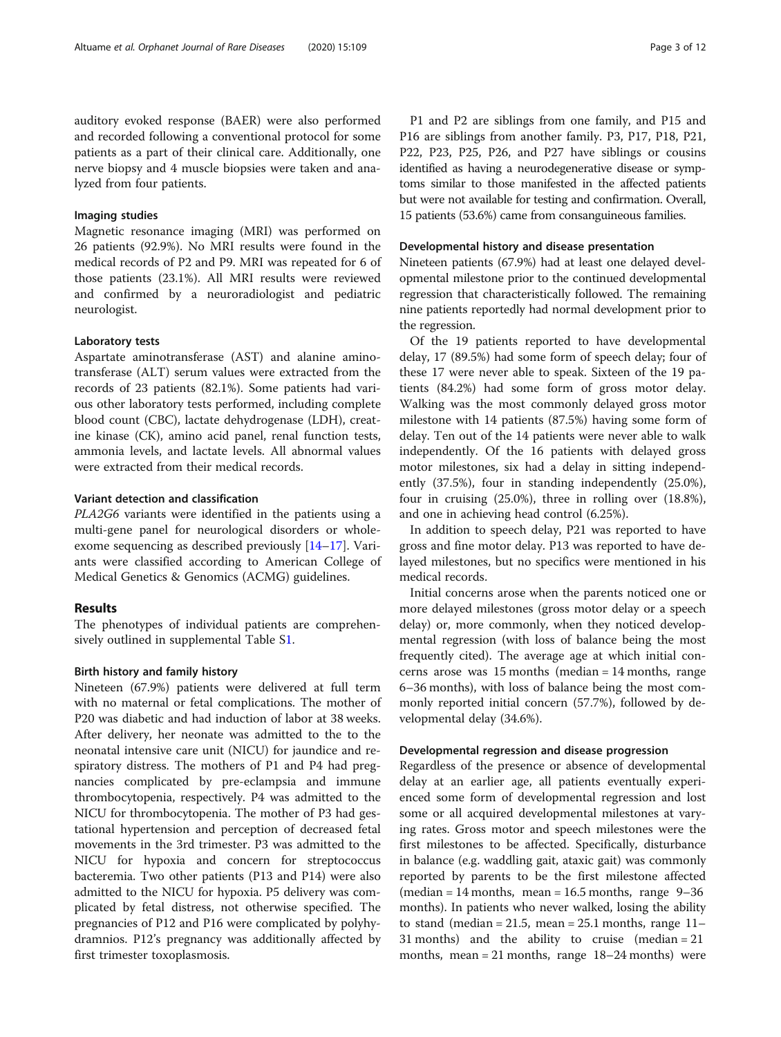auditory evoked response (BAER) were also performed and recorded following a conventional protocol for some patients as a part of their clinical care. Additionally, one nerve biopsy and 4 muscle biopsies were taken and analyzed from four patients.

### Imaging studies

Magnetic resonance imaging (MRI) was performed on 26 patients (92.9%). No MRI results were found in the medical records of P2 and P9. MRI was repeated for 6 of those patients (23.1%). All MRI results were reviewed and confirmed by a neuroradiologist and pediatric neurologist.

### Laboratory tests

Aspartate aminotransferase (AST) and alanine aminotransferase (ALT) serum values were extracted from the records of 23 patients (82.1%). Some patients had various other laboratory tests performed, including complete blood count (CBC), lactate dehydrogenase (LDH), creatine kinase (CK), amino acid panel, renal function tests, ammonia levels, and lactate levels. All abnormal values were extracted from their medical records.

### Variant detection and classification

*PLA2G6* variants were identified in the patients using a multi-gene panel for neurological disorders or whole-exome sequencing as described previously [14–17]. Variants were classified according to American College of Medical Genetics & Genomics (ACMG) guidelines.

## Results

The phenotypes of individual patients are comprehensively outlined in supplemental Table S1.

### Birth history and family history

Nineteen (67.9%) patients were delivered at full term with no maternal or fetal complications. The mother of P20 was diabetic and had induction of labor at 38 weeks. After delivery, her neonate was admitted to the to the neonatal intensive care unit (NICU) for jaundice and respiratory distress. The mothers of P1 and P4 had pregnancies complicated by pre-eclampsia and immune thrombocytopenia, respectively. P4 was admitted to the NICU for thrombocytopenia. The mother of P3 had gestational hypertension and perception of decreased fetal movements in the 3rd trimester. P3 was admitted to the NICU for hypoxia and concern for streptococcus bacteremia. Two other patients (P13 and P14) were also admitted to the NICU for hypoxia. P5 delivery was complicated by fetal distress, not otherwise specified. The pregnancies of P12 and P16 were complicated by polyhydramnios. P12's pregnancy was additionally affected by first trimester toxoplasmosis.

P1 and P2 are siblings from one family, and P15 and P16 are siblings from another family. P3, P17, P18, P21, P22, P23, P25, P26, and P27 have siblings or cousins identified as having a neurodegenerative disease or symptoms similar to those manifested in the affected patients but were not available for testing and confirmation. Overall, 15 patients (53.6%) came from consanguineous families.

### Developmental history and disease presentation

Nineteen patients (67.9%) had at least one delayed developmental milestone prior to the continued developmental regression that characteristically followed. The remaining nine patients reportedly had normal development prior to the regression.

Of the 19 patients reported to have developmental delay, 17 (89.5%) had some form of speech delay; four of these 17 were never able to speak. Sixteen of the 19 patients (84.2%) had some form of gross motor delay. Walking was the most commonly delayed gross motor milestone with 14 patients (87.5%) having some form of delay. Ten out of the 14 patients were never able to walk independently. Of the 16 patients with delayed gross motor milestones, six had a delay in sitting independently (37.5%), four in standing independently (25.0%), four in cruising (25.0%), three in rolling over (18.8%), and one in achieving head control (6.25%).

In addition to speech delay, P21 was reported to have gross and fine motor delay. P13 was reported to have delayed milestones, but no specifics were mentioned in his medical records.

Initial concerns arose when the parents noticed one or more delayed milestones (gross motor delay or a speech delay) or, more commonly, when they noticed developmental regression (with loss of balance being the most frequently cited). The average age at which initial concerns arose was 15 months (median = 14 months, range 6–36 months), with loss of balance being the most commonly reported initial concern (57.7%), followed by developmental delay (34.6%).

### Developmental regression and disease progression

Regardless of the presence or absence of developmental delay at an earlier age, all patients eventually experienced some form of developmental regression and lost some or all acquired developmental milestones at varying rates. Gross motor and speech milestones were the first milestones to be affected. Specifically, disturbance in balance (e.g. waddling gait, ataxic gait) was commonly reported by parents to be the first milestone affected (median = 14 months, mean = 16.5 months, range 9–36 months). In patients who never walked, losing the ability to stand (median = 21.5, mean = 25.1 months, range 11–31 months) and the ability to cruise (median = 21 months, mean = 21 months, range 18–24 months) were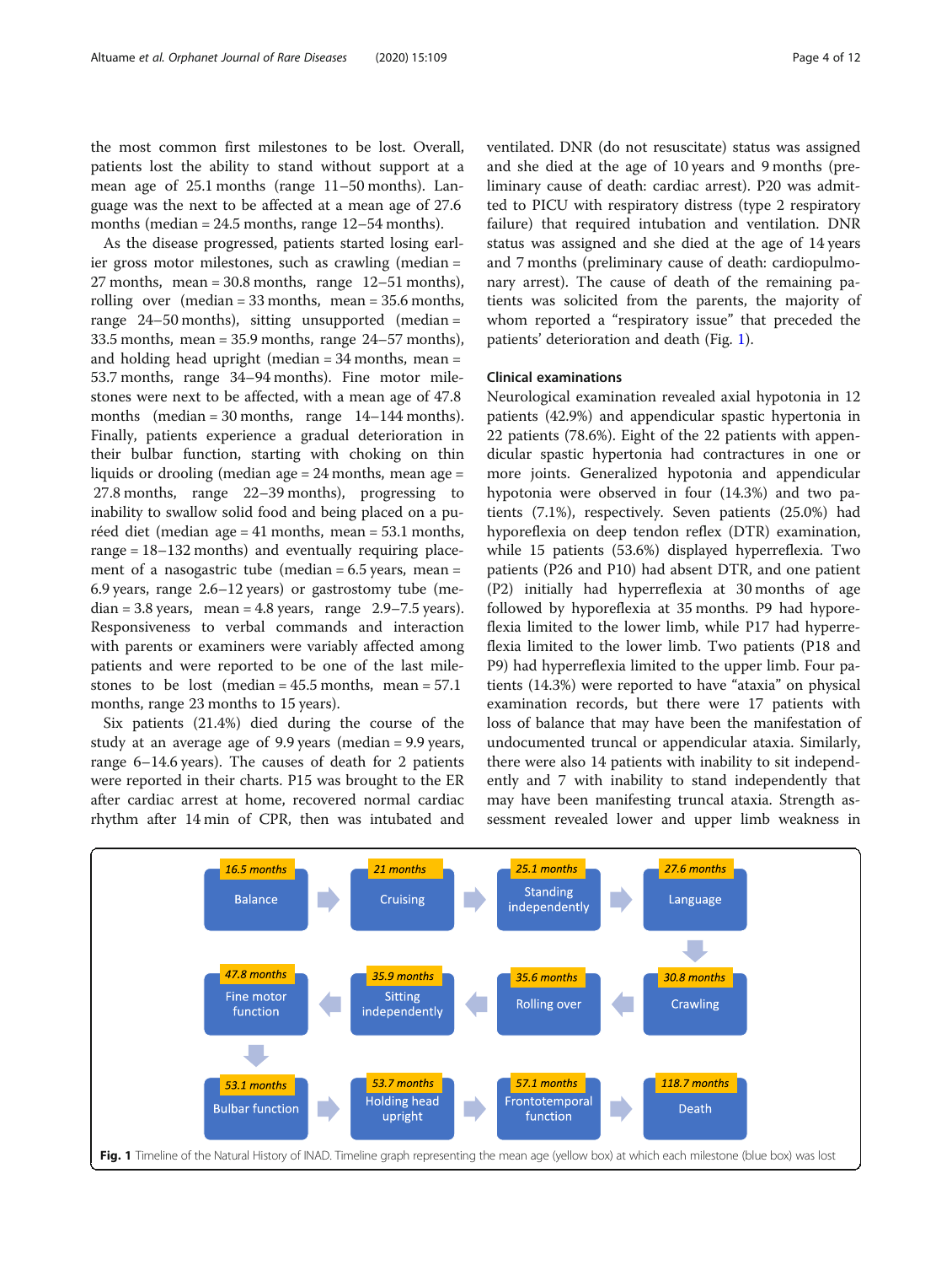the most common first milestones to be lost. Overall, patients lost the ability to stand without support at a mean age of 25.1 months (range 11–50 months). Language was the next to be affected at a mean age of 27.6 months (median = 24.5 months, range 12–54 months).

As the disease progressed, patients started losing earlier gross motor milestones, such as crawling (median = 27 months, mean = 30.8 months, range 12–51 months), rolling over (median = 33 months, mean = 35.6 months, range 24–50 months), sitting unsupported (median = 33.5 months, mean = 35.9 months, range 24–57 months), and holding head upright (median = 34 months, mean = 53.7 months, range 34–94 months). Fine motor milestones were next to be affected, with a mean age of 47.8 months (median = 30 months, range 14–144 months). Finally, patients experience a gradual deterioration in their bulbar function, starting with choking on thin liquids or drooling (median age = 24 months, mean age = 27.8 months, range 22–39 months), progressing to inability to swallow solid food and being placed on a puréed diet (median age = 41 months, mean = 53.1 months, range = 18–132 months) and eventually requiring placement of a nasogastric tube (median = 6.5 years, mean = 6.9 years, range 2.6–12 years) or gastrostomy tube (median = 3.8 years, mean = 4.8 years, range 2.9–7.5 years). Responsiveness to verbal commands and interaction with parents or examiners were variably affected among patients and were reported to be one of the last milestones to be lost (median = 45.5 months, mean = 57.1 months, range 23 months to 15 years).

Six patients (21.4%) died during the course of the study at an average age of 9.9 years (median = 9.9 years, range 6–14.6 years). The causes of death for 2 patients were reported in their charts. P15 was brought to the ER after cardiac arrest at home, recovered normal cardiac rhythm after 14 min of CPR, then was intubated and ventilated. DNR (do not resuscitate) status was assigned and she died at the age of 10 years and 9 months (preliminary cause of death: cardiac arrest). P20 was admitted to PICU with respiratory distress (type 2 respiratory failure) that required intubation and ventilation. DNR status was assigned and she died at the age of 14 years and 7 months (preliminary cause of death: cardiopulmonary arrest). The cause of death of the remaining patients was solicited from the parents, the majority of whom reported a "respiratory issue" that preceded the patients' deterioration and death (Fig. 1).

### Clinical examinations

Neurological examination revealed axial hypotonia in 12 patients (42.9%) and appendicular spastic hypertonia in 22 patients (78.6%). Eight of the 22 patients with appendicular spastic hypertonia had contractures in one or more joints. Generalized hypotonia and appendicular hypotonia were observed in four (14.3%) and two patients (7.1%), respectively. Seven patients (25.0%) had hyporeflexia on deep tendon reflex (DTR) examination, while 15 patients (53.6%) displayed hyperreflexia. Two patients (P26 and P10) had absent DTR, and one patient (P2) initially had hyperreflexia at 30 months of age followed by hyporeflexia at 35 months. P9 had hyporeflexia limited to the lower limb, while P17 had hyperreflexia limited to the lower limb. Two patients (P18 and P9) had hyperreflexia limited to the upper limb. Four patients (14.3%) were reported to have "ataxia" on physical examination records, but there were 17 patients with loss of balance that may have been the manifestation of undocumented truncal or appendicular ataxia. Similarly, there were also 14 patients with inability to sit independently and 7 with inability to stand independently that may have been manifesting truncal ataxia. Strength assessment revealed lower and upper limb weakness in

16.5 months: Balance → 21 months: Cruising → 25.1 months: Standing independently → 27.6 months: Language → 30.8 months: Crawling → 35.6 months: Rolling over → 35.9 months: Sitting independently → 47.8 months: Fine motor function → 53.1 months: Bulbar function → 53.7 months: Holding head upright → 57.1 months: Frontotemporal function → 118.7 months: Death

**Fig. 1** Timeline of the Natural History of INAD. Timeline graph representing the mean age (yellow box) at which each milestone (blue box) was lost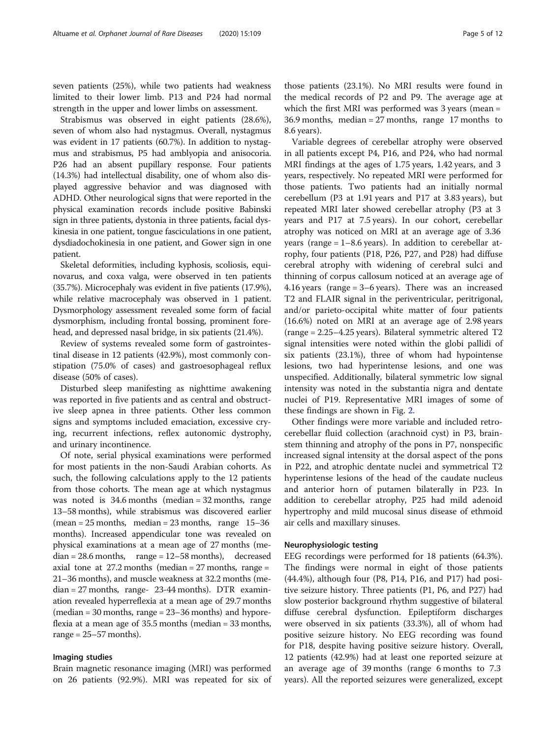seven patients (25%), while two patients had weakness limited to their lower limb. P13 and P24 had normal strength in the upper and lower limbs on assessment.

Strabismus was observed in eight patients (28.6%), seven of whom also had nystagmus. Overall, nystagmus was evident in 17 patients (60.7%). In addition to nystagmus and strabismus, P5 had amblyopia and anisocoria. P26 had an absent pupillary response. Four patients (14.3%) had intellectual disability, one of whom also displayed aggressive behavior and was diagnosed with ADHD. Other neurological signs that were reported in the physical examination records include positive Babinski sign in three patients, dystonia in three patients, facial dyskinesia in one patient, tongue fasciculations in one patient, dysdiadochokinesia in one patient, and Gower sign in one patient.

Skeletal deformities, including kyphosis, scoliosis, equinovarus, and coxa valga, were observed in ten patients (35.7%). Microcephaly was evident in five patients (17.9%), while relative macrocephaly was observed in 1 patient. Dysmorphology assessment revealed some form of facial dysmorphism, including frontal bossing, prominent forehead, and depressed nasal bridge, in six patients (21.4%).

Review of systems revealed some form of gastrointestinal disease in 12 patients (42.9%), most commonly constipation (75.0% of cases) and gastroesophageal reflux disease (50% of cases).

Disturbed sleep manifesting as nighttime awakening was reported in five patients and as central and obstructive sleep apnea in three patients. Other less common signs and symptoms included emaciation, excessive crying, recurrent infections, reflex autonomic dystrophy, and urinary incontinence.

Of note, serial physical examinations were performed for most patients in the non-Saudi Arabian cohorts. As such, the following calculations apply to the 12 patients from those cohorts. The mean age at which nystagmus was noted is 34.6 months (median = 32 months, range 13–58 months), while strabismus was discovered earlier (mean = 25 months, median = 23 months, range 15–36 months). Increased appendicular tone was revealed on physical examinations at a mean age of 27 months (median = 28.6 months, range = 12–58 months), decreased axial tone at 27.2 months (median = 27 months, range = 21–36 months), and muscle weakness at 32.2 months (median = 27 months, range- 23-44 months). DTR examination revealed hyperreflexia at a mean age of 29.7 months (median = 30 months, range = 23–36 months) and hyporeflexia at a mean age of 35.5 months (median = 33 months, range = 25–57 months).

### Imaging studies

Brain magnetic resonance imaging (MRI) was performed on 26 patients (92.9%). MRI was repeated for six of those patients (23.1%). No MRI results were found in the medical records of P2 and P9. The average age at which the first MRI was performed was 3 years (mean = 36.9 months, median = 27 months, range 17 months to 8.6 years).

Variable degrees of cerebellar atrophy were observed in all patients except P4, P16, and P24, who had normal MRI findings at the ages of 1.75 years, 1.42 years, and 3 years, respectively. No repeated MRI were performed for those patients. Two patients had an initially normal cerebellum (P3 at 1.91 years and P17 at 3.83 years), but repeated MRI later showed cerebellar atrophy (P3 at 3 years and P17 at 7.5 years). In our cohort, cerebellar atrophy was noticed on MRI at an average age of 3.36 years (range = 1–8.6 years). In addition to cerebellar atrophy, four patients (P18, P26, P27, and P28) had diffuse cerebral atrophy with widening of cerebral sulci and thinning of corpus callosum noticed at an average age of 4.16 years (range = 3–6 years). There was an increased T2 and FLAIR signal in the periventricular, peritrigonal, and/or parieto-occipital white matter of four patients (16.6%) noted on MRI at an average age of 2.98 years (range = 2.25–4.25 years). Bilateral symmetric altered T2 signal intensities were noted within the globi pallidi of six patients (23.1%), three of whom had hypointense lesions, two had hyperintense lesions, and one was unspecified. Additionally, bilateral symmetric low signal intensity was noted in the substantia nigra and dentate nuclei of P19. Representative MRI images of some of these findings are shown in Fig. 2.

Other findings were more variable and included retrocerebellar fluid collection (arachnoid cyst) in P3, brainstem thinning and atrophy of the pons in P7, nonspecific increased signal intensity at the dorsal aspect of the pons in P22, and atrophic dentate nuclei and symmetrical T2 hyperintense lesions of the head of the caudate nucleus and anterior horn of putamen bilaterally in P23. In addition to cerebellar atrophy, P25 had mild adenoid hypertrophy and mild mucosal sinus disease of ethmoid air cells and maxillary sinuses.

### Neurophysiologic testing

EEG recordings were performed for 18 patients (64.3%). The findings were normal in eight of those patients (44.4%), although four (P8, P14, P16, and P17) had positive seizure history. Three patients (P1, P6, and P27) had slow posterior background rhythm suggestive of bilateral diffuse cerebral dysfunction. Epileptiform discharges were observed in six patients (33.3%), all of whom had positive seizure history. No EEG recording was found for P18, despite having positive seizure history. Overall, 12 patients (42.9%) had at least one reported seizure at an average age of 39 months (range 6 months to 7.3 years). All the reported seizures were generalized, except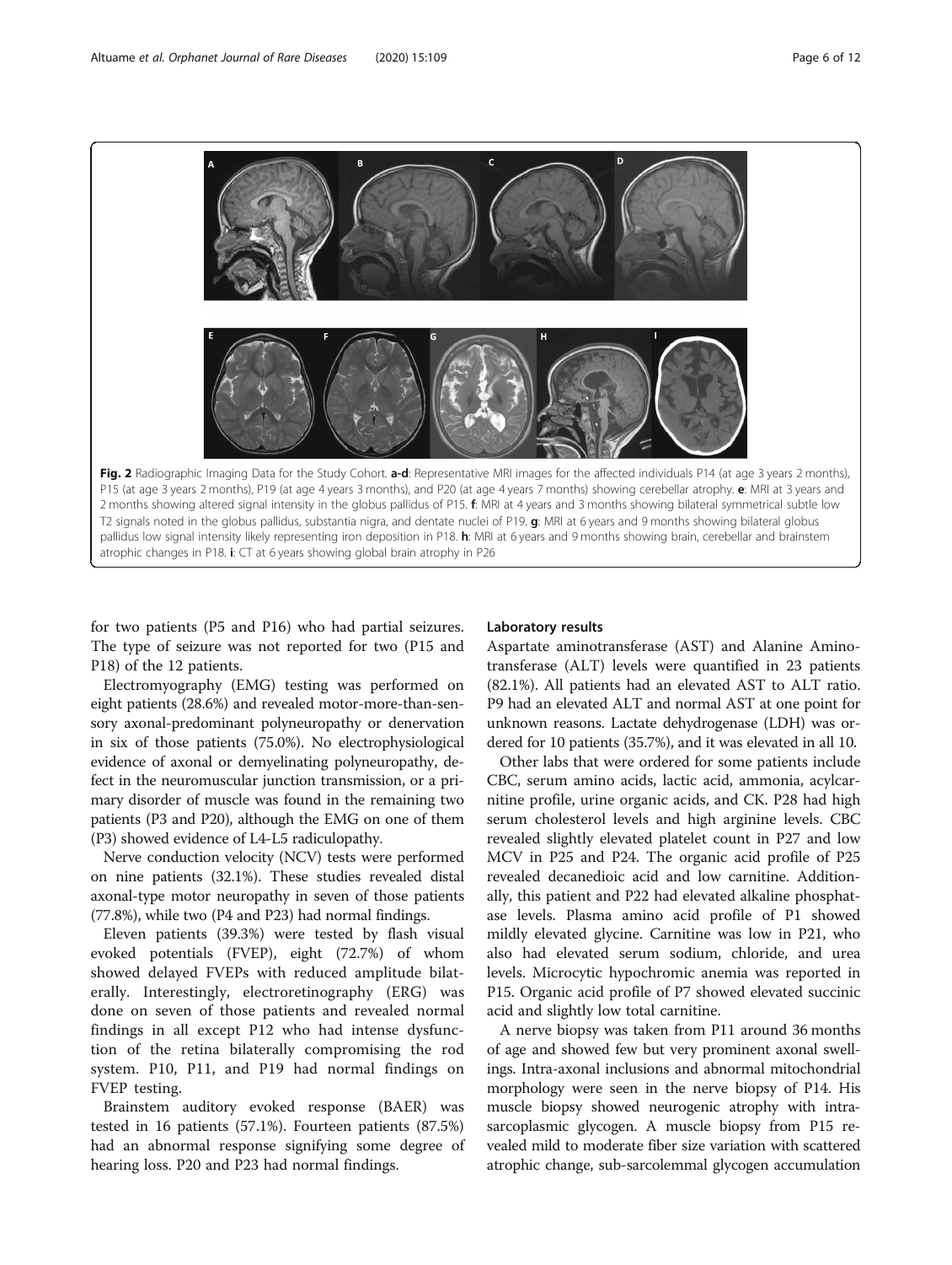**Fig. 2** Radiographic Imaging Data for the Study Cohort. **a-d**: Representative MRI images for the affected individuals P14 (at age 3 years 2 months), P15 (at age 3 years 2 months), P19 (at age 4 years 3 months), and P20 (at age 4 years 7 months) showing cerebellar atrophy. **e**: MRI at 3 years and 2 months showing altered signal intensity in the globus pallidus of P15. **f**: MRI at 4 years and 3 months showing bilateral symmetrical subtle low T2 signals noted in the globus pallidus, substantia nigra, and dentate nuclei of P19. **g**: MRI at 6 years and 9 months showing bilateral globus pallidus low signal intensity likely representing iron deposition in P18. **h**: MRI at 6 years and 9 months showing brain, cerebellar and brainstem atrophic changes in P18. **i**: CT at 6 years showing global brain atrophy in P26

for two patients (P5 and P16) who had partial seizures. The type of seizure was not reported for two (P15 and P18) of the 12 patients.

Electromyography (EMG) testing was performed on eight patients (28.6%) and revealed motor-more-than-sensory axonal-predominant polyneuropathy or denervation in six of those patients (75.0%). No electrophysiological evidence of axonal or demyelinating polyneuropathy, defect in the neuromuscular junction transmission, or a primary disorder of muscle was found in the remaining two patients (P3 and P20), although the EMG on one of them (P3) showed evidence of L4-L5 radiculopathy.

Nerve conduction velocity (NCV) tests were performed on nine patients (32.1%). These studies revealed distal axonal-type motor neuropathy in seven of those patients (77.8%), while two (P4 and P23) had normal findings.

Eleven patients (39.3%) were tested by flash visual evoked potentials (FVEP), eight (72.7%) of whom showed delayed FVEPs with reduced amplitude bilaterally. Interestingly, electroretinography (ERG) was done on seven of those patients and revealed normal findings in all except P12 who had intense dysfunction of the retina bilaterally compromising the rod system. P10, P11, and P19 had normal findings on FVEP testing.

Brainstem auditory evoked response (BAER) was tested in 16 patients (57.1%). Fourteen patients (87.5%) had an abnormal response signifying some degree of hearing loss. P20 and P23 had normal findings.

### Laboratory results

Aspartate aminotransferase (AST) and Alanine Aminotransferase (ALT) levels were quantified in 23 patients (82.1%). All patients had an elevated AST to ALT ratio. P9 had an elevated ALT and normal AST at one point for unknown reasons. Lactate dehydrogenase (LDH) was ordered for 10 patients (35.7%), and it was elevated in all 10.

Other labs that were ordered for some patients include CBC, serum amino acids, lactic acid, ammonia, acylcarnitine profile, urine organic acids, and CK. P28 had high serum cholesterol levels and high arginine levels. CBC revealed slightly elevated platelet count in P27 and low MCV in P25 and P24. The organic acid profile of P25 revealed decanedioic acid and low carnitine. Additionally, this patient and P22 had elevated alkaline phosphatase levels. Plasma amino acid profile of P1 showed mildly elevated glycine. Carnitine was low in P21, who also had elevated serum sodium, chloride, and urea levels. Microcytic hypochromic anemia was reported in P15. Organic acid profile of P7 showed elevated succinic acid and slightly low total carnitine.

A nerve biopsy was taken from P11 around 36 months of age and showed few but very prominent axonal swellings. Intra-axonal inclusions and abnormal mitochondrial morphology were seen in the nerve biopsy of P14. His muscle biopsy showed neurogenic atrophy with intra-sarcoplasmic glycogen. A muscle biopsy from P15 revealed mild to moderate fiber size variation with scattered atrophic change, sub-sarcolemmal glycogen accumulation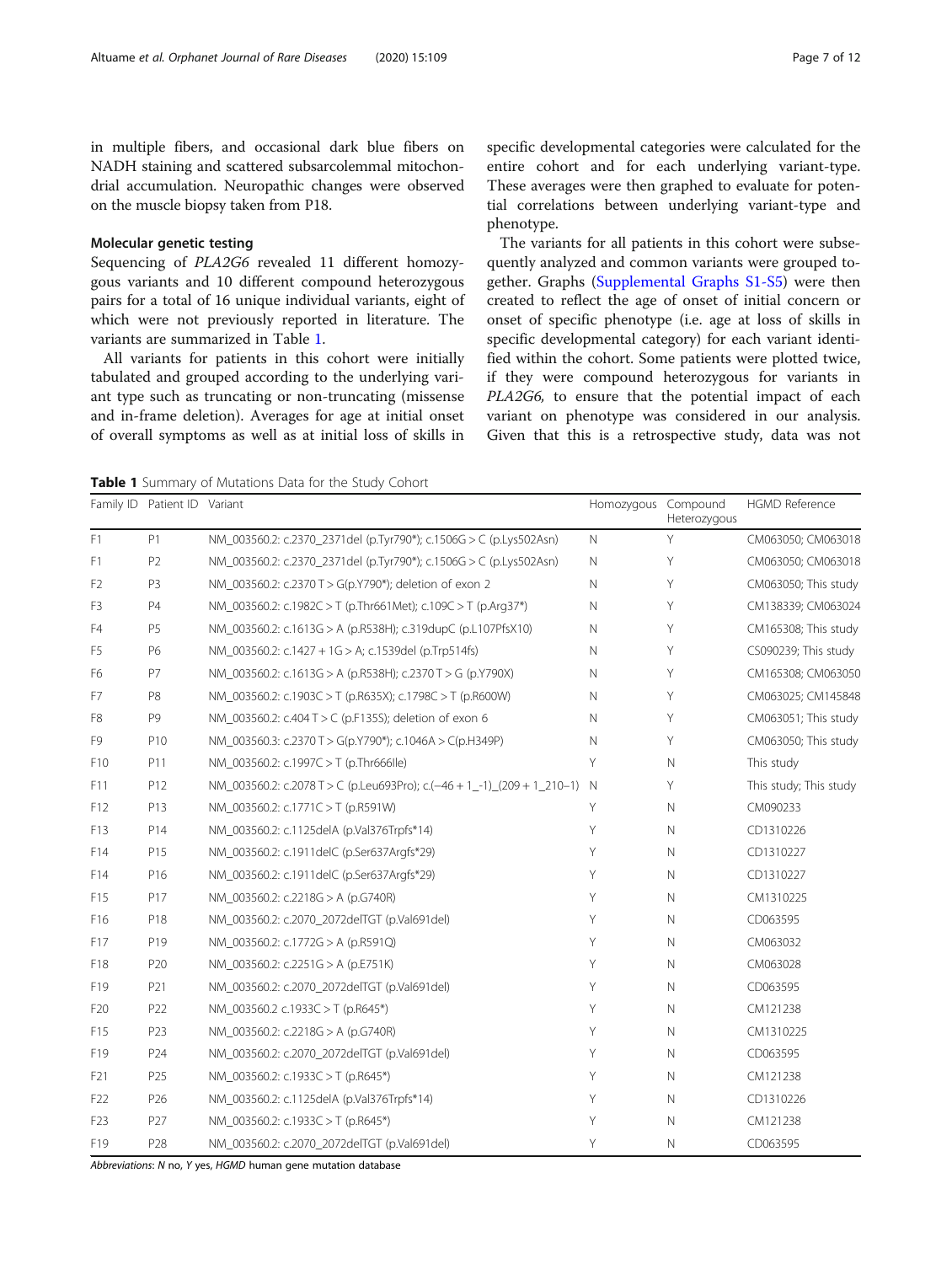in multiple fibers, and occasional dark blue fibers on NADH staining and scattered subsarcolemmal mitochondrial accumulation. Neuropathic changes were observed on the muscle biopsy taken from P18.

### Molecular genetic testing

Sequencing of *PLA2G6* revealed 11 different homozygous variants and 10 different compound heterozygous pairs for a total of 16 unique individual variants, eight of which were not previously reported in literature. The variants are summarized in Table 1.

All variants for patients in this cohort were initially tabulated and grouped according to the underlying variant type such as truncating or non-truncating (missense and in-frame deletion). Averages for age at initial onset of overall symptoms as well as at initial loss of skills in specific developmental categories were calculated for the entire cohort and for each underlying variant-type. These averages were then graphed to evaluate for potential correlations between underlying variant-type and phenotype.

The variants for all patients in this cohort were subsequently analyzed and common variants were grouped together. Graphs (Supplemental Graphs S1-S5) were then created to reflect the age of onset of initial concern or onset of specific phenotype (i.e. age at loss of skills in specific developmental category) for each variant identified within the cohort. Some patients were plotted twice, if they were compound heterozygous for variants in *PLA2G6*, to ensure that the potential impact of each variant on phenotype was considered in our analysis. Given that this is a retrospective study, data was not

**Table 1** Summary of Mutations Data for the Study Cohort

| Family ID | Patient ID | Variant | Homozygous | Compound Heterozygous | HGMD Reference |
|---|---|---|---|---|---|
| F1 | P1 | NM_003560.2: c.2370_2371del (p.Tyr790*); c.1506G > C (p.Lys502Asn) | N | Y | CM063050; CM063018 |
| F1 | P2 | NM_003560.2: c.2370_2371del (p.Tyr790*); c.1506G > C (p.Lys502Asn) | N | Y | CM063050; CM063018 |
| F2 | P3 | NM_003560.2: c.2370 T > G(p.Y790*); deletion of exon 2 | N | Y | CM063050; This study |
| F3 | P4 | NM_003560.2: c.1982C > T (p.Thr661Met); c.109C > T (p.Arg37*) | N | Y | CM138339; CM063024 |
| F4 | P5 | NM_003560.2: c.1613G > A (p.R538H); c.319dupC (p.L107PfsX10) | N | Y | CM165308; This study |
| F5 | P6 | NM_003560.2: c.1427 + 1G > A; c.1539del (p.Trp514fs) | N | Y | CS090239; This study |
| F6 | P7 | NM_003560.2: c.1613G > A (p.R538H); c.2370 T > G (p.Y790X) | N | Y | CM165308; CM063050 |
| F7 | P8 | NM_003560.2: c.1903C > T (p.R635X); c.1798C > T (p.R600W) | N | Y | CM063025; CM145848 |
| F8 | P9 | NM_003560.2: c.404 T > C (p.F135S); deletion of exon 6 | N | Y | CM063051; This study |
| F9 | P10 | NM_003560.3: c.2370 T > G(p.Y790*); c.1046A > C(p.H349P) | N | Y | CM063050; This study |
| F10 | P11 | NM_003560.2: c.1997C > T (p.Thr666Ile) | Y | N | This study |
| F11 | P12 | NM_003560.2: c.2078 T > C (p.Leu693Pro); c.(−46 + 1_-1)_(209 + 1_210−1) | N | Y | This study; This study |
| F12 | P13 | NM_003560.2: c.1771C > T (p.R591W) | Y | N | CM090233 |
| F13 | P14 | NM_003560.2: c.1125delA (p.Val376Trpfs*14) | Y | N | CD1310226 |
| F14 | P15 | NM_003560.2: c.1911delC (p.Ser637Argfs*29) | Y | N | CD1310227 |
| F14 | P16 | NM_003560.2: c.1911delC (p.Ser637Argfs*29) | Y | N | CD1310227 |
| F15 | P17 | NM_003560.2: c.2218G > A (p.G740R) | Y | N | CM1310225 |
| F16 | P18 | NM_003560.2: c.2070_2072delTGT (p.Val691del) | Y | N | CD063595 |
| F17 | P19 | NM_003560.2: c.1772G > A (p.R591Q) | Y | N | CM063032 |
| F18 | P20 | NM_003560.2: c.2251G > A (p.E751K) | Y | N | CM063028 |
| F19 | P21 | NM_003560.2: c.2070_2072delTGT (p.Val691del) | Y | N | CD063595 |
| F20 | P22 | NM_003560.2 c.1933C > T (p.R645*) | Y | N | CM121238 |
| F15 | P23 | NM_003560.2: c.2218G > A (p.G740R) | Y | N | CM1310225 |
| F19 | P24 | NM_003560.2: c.2070_2072delTGT (p.Val691del) | Y | N | CD063595 |
| F21 | P25 | NM_003560.2: c.1933C > T (p.R645*) | Y | N | CM121238 |
| F22 | P26 | NM_003560.2: c.1125delA (p.Val376Trpfs*14) | Y | N | CD1310226 |
| F23 | P27 | NM_003560.2: c.1933C > T (p.R645*) | Y | N | CM121238 |
| F19 | P28 | NM_003560.2: c.2070_2072delTGT (p.Val691del) | Y | N | CD063595 |

*Abbreviations*: *N* no, *Y* yes, *HGMD* human gene mutation database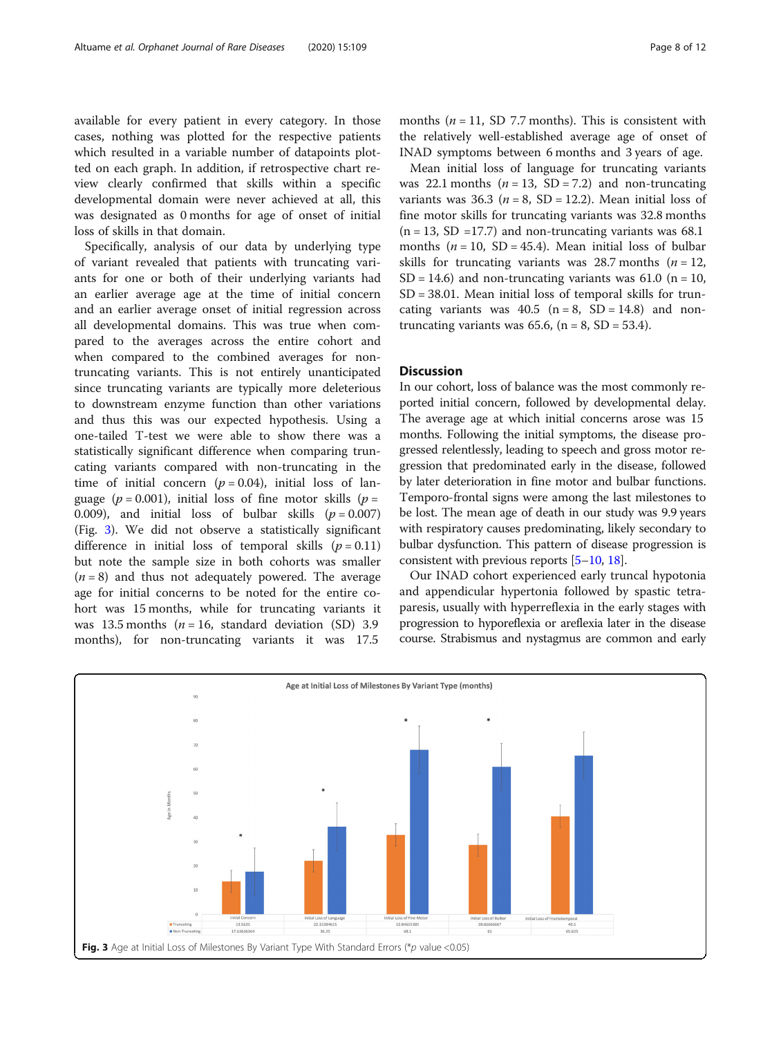available for every patient in every category. In those cases, nothing was plotted for the respective patients which resulted in a variable number of datapoints plotted on each graph. In addition, if retrospective chart review clearly confirmed that skills within a specific developmental domain were never achieved at all, this was designated as 0 months for age of onset of initial loss of skills in that domain.

Specifically, analysis of our data by underlying type of variant revealed that patients with truncating variants for one or both of their underlying variants had an earlier average age at the time of initial concern and an earlier average onset of initial regression across all developmental domains. This was true when compared to the averages across the entire cohort and when compared to the combined averages for non-truncating variants. This is not entirely unanticipated since truncating variants are typically more deleterious to downstream enzyme function than other variations and thus this was our expected hypothesis. Using a one-tailed T-test we were able to show there was a statistically significant difference when comparing truncating variants compared with non-truncating in the time of initial concern ($p = 0.04$), initial loss of language ($p = 0.001$), initial loss of fine motor skills ($p = 0.009$), and initial loss of bulbar skills ($p = 0.007$) (Fig. 3). We did not observe a statistically significant difference in initial loss of temporal skills ($p = 0.11$) but note the sample size in both cohorts was smaller ($n = 8$) and thus not adequately powered. The average age for initial concerns to be noted for the entire cohort was 15 months, while for truncating variants it was 13.5 months ($n = 16$, standard deviation (SD) 3.9 months), for non-truncating variants it was 17.5 months ($n = 11$, SD 7.7 months). This is consistent with the relatively well-established average age of onset of INAD symptoms between 6 months and 3 years of age.

Mean initial loss of language for truncating variants was 22.1 months ($n = 13$, SD = 7.2) and non-truncating variants was 36.3 ($n = 8$, SD = 12.2). Mean initial loss of fine motor skills for truncating variants was 32.8 months (n = 13, SD =17.7) and non-truncating variants was 68.1 months ($n = 10$, SD = 45.4). Mean initial loss of bulbar skills for truncating variants was 28.7 months ($n = 12$, SD = 14.6) and non-truncating variants was 61.0 (n = 10, SD = 38.01. Mean initial loss of temporal skills for truncating variants was 40.5 (n = 8, SD = 14.8) and non-truncating variants was 65.6, (n = 8, SD = 53.4).

## Discussion

In our cohort, loss of balance was the most commonly reported initial concern, followed by developmental delay. The average age at which initial concerns arose was 15 months. Following the initial symptoms, the disease progressed relentlessly, leading to speech and gross motor regression that predominated early in the disease, followed by later deterioration in fine motor and bulbar functions. Temporo-frontal signs were among the last milestones to be lost. The mean age of death in our study was 9.9 years with respiratory causes predominating, likely secondary to bulbar dysfunction. This pattern of disease progression is consistent with previous reports [5–10, 18].

Our INAD cohort experienced early truncal hypotonia and appendicular hypertonia followed by spastic tetraparesis, usually with hyperreflexia in the early stages with progression to hyporeflexia or areflexia later in the disease course. Strabismus and nystagmus are common and early

| | Initial Concern | Initial Loss of Language | Initial Loss of Fine Motor | Initial Loss of Bulbar | Initial Loss of Frontotemporal |
|---|---|---|---|---|---|
| Truncating | 13.5625 | 22.15384615 | 32.84615385 | 28.66666667 | 40.5 |
| Non-Truncating | 17.63636364 | 36.25 | 68.1 | 61 | 65.625 |

Fig. 3 Age at Initial Loss of Milestones By Variant Type With Standard Errors (*p value <0.05)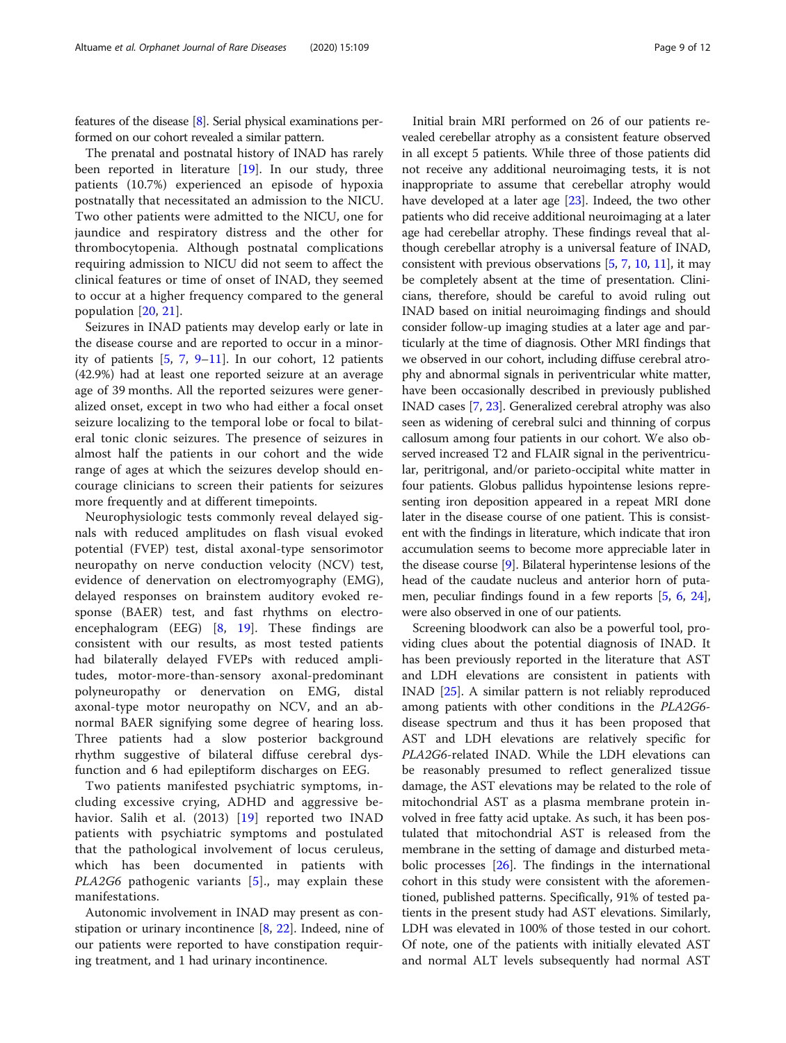features of the disease [8]. Serial physical examinations performed on our cohort revealed a similar pattern.

The prenatal and postnatal history of INAD has rarely been reported in literature [19]. In our study, three patients (10.7%) experienced an episode of hypoxia postnatally that necessitated an admission to the NICU. Two other patients were admitted to the NICU, one for jaundice and respiratory distress and the other for thrombocytopenia. Although postnatal complications requiring admission to NICU did not seem to affect the clinical features or time of onset of INAD, they seemed to occur at a higher frequency compared to the general population [20, 21].

Seizures in INAD patients may develop early or late in the disease course and are reported to occur in a minority of patients [5, 7, 9–11]. In our cohort, 12 patients (42.9%) had at least one reported seizure at an average age of 39 months. All the reported seizures were generalized onset, except in two who had either a focal onset seizure localizing to the temporal lobe or focal to bilateral tonic clonic seizures. The presence of seizures in almost half the patients in our cohort and the wide range of ages at which the seizures develop should encourage clinicians to screen their patients for seizures more frequently and at different timepoints.

Neurophysiologic tests commonly reveal delayed signals with reduced amplitudes on flash visual evoked potential (FVEP) test, distal axonal-type sensorimotor neuropathy on nerve conduction velocity (NCV) test, evidence of denervation on electromyography (EMG), delayed responses on brainstem auditory evoked response (BAER) test, and fast rhythms on electroencephalogram (EEG) [8, 19]. These findings are consistent with our results, as most tested patients had bilaterally delayed FVEPs with reduced amplitudes, motor-more-than-sensory axonal-predominant polyneuropathy or denervation on EMG, distal axonal-type motor neuropathy on NCV, and an abnormal BAER signifying some degree of hearing loss. Three patients had a slow posterior background rhythm suggestive of bilateral diffuse cerebral dysfunction and 6 had epileptiform discharges on EEG.

Two patients manifested psychiatric symptoms, including excessive crying, ADHD and aggressive behavior. Salih et al. (2013) [19] reported two INAD patients with psychiatric symptoms and postulated that the pathological involvement of locus ceruleus, which has been documented in patients with *PLA2G6* pathogenic variants [5]., may explain these manifestations.

Autonomic involvement in INAD may present as constipation or urinary incontinence [8, 22]. Indeed, nine of our patients were reported to have constipation requiring treatment, and 1 had urinary incontinence.

Initial brain MRI performed on 26 of our patients revealed cerebellar atrophy as a consistent feature observed in all except 5 patients. While three of those patients did not receive any additional neuroimaging tests, it is not inappropriate to assume that cerebellar atrophy would have developed at a later age [23]. Indeed, the two other patients who did receive additional neuroimaging at a later age had cerebellar atrophy. These findings reveal that although cerebellar atrophy is a universal feature of INAD, consistent with previous observations [5, 7, 10, 11], it may be completely absent at the time of presentation. Clinicians, therefore, should be careful to avoid ruling out INAD based on initial neuroimaging findings and should consider follow-up imaging studies at a later age and particularly at the time of diagnosis. Other MRI findings that we observed in our cohort, including diffuse cerebral atrophy and abnormal signals in periventricular white matter, have been occasionally described in previously published INAD cases [7, 23]. Generalized cerebral atrophy was also seen as widening of cerebral sulci and thinning of corpus callosum among four patients in our cohort. We also observed increased T2 and FLAIR signal in the periventricular, peritrigonal, and/or parieto-occipital white matter in four patients. Globus pallidus hypointense lesions representing iron deposition appeared in a repeat MRI done later in the disease course of one patient. This is consistent with the findings in literature, which indicate that iron accumulation seems to become more appreciable later in the disease course [9]. Bilateral hyperintense lesions of the head of the caudate nucleus and anterior horn of putamen, peculiar findings found in a few reports [5, 6, 24], were also observed in one of our patients.

Screening bloodwork can also be a powerful tool, providing clues about the potential diagnosis of INAD. It has been previously reported in the literature that AST and LDH elevations are consistent in patients with INAD [25]. A similar pattern is not reliably reproduced among patients with other conditions in the *PLA2G6*-disease spectrum and thus it has been proposed that AST and LDH elevations are relatively specific for *PLA2G6*-related INAD. While the LDH elevations can be reasonably presumed to reflect generalized tissue damage, the AST elevations may be related to the role of mitochondrial AST as a plasma membrane protein involved in free fatty acid uptake. As such, it has been postulated that mitochondrial AST is released from the membrane in the setting of damage and disturbed metabolic processes [26]. The findings in the international cohort in this study were consistent with the aforementioned, published patterns. Specifically, 91% of tested patients in the present study had AST elevations. Similarly, LDH was elevated in 100% of those tested in our cohort. Of note, one of the patients with initially elevated AST and normal ALT levels subsequently had normal AST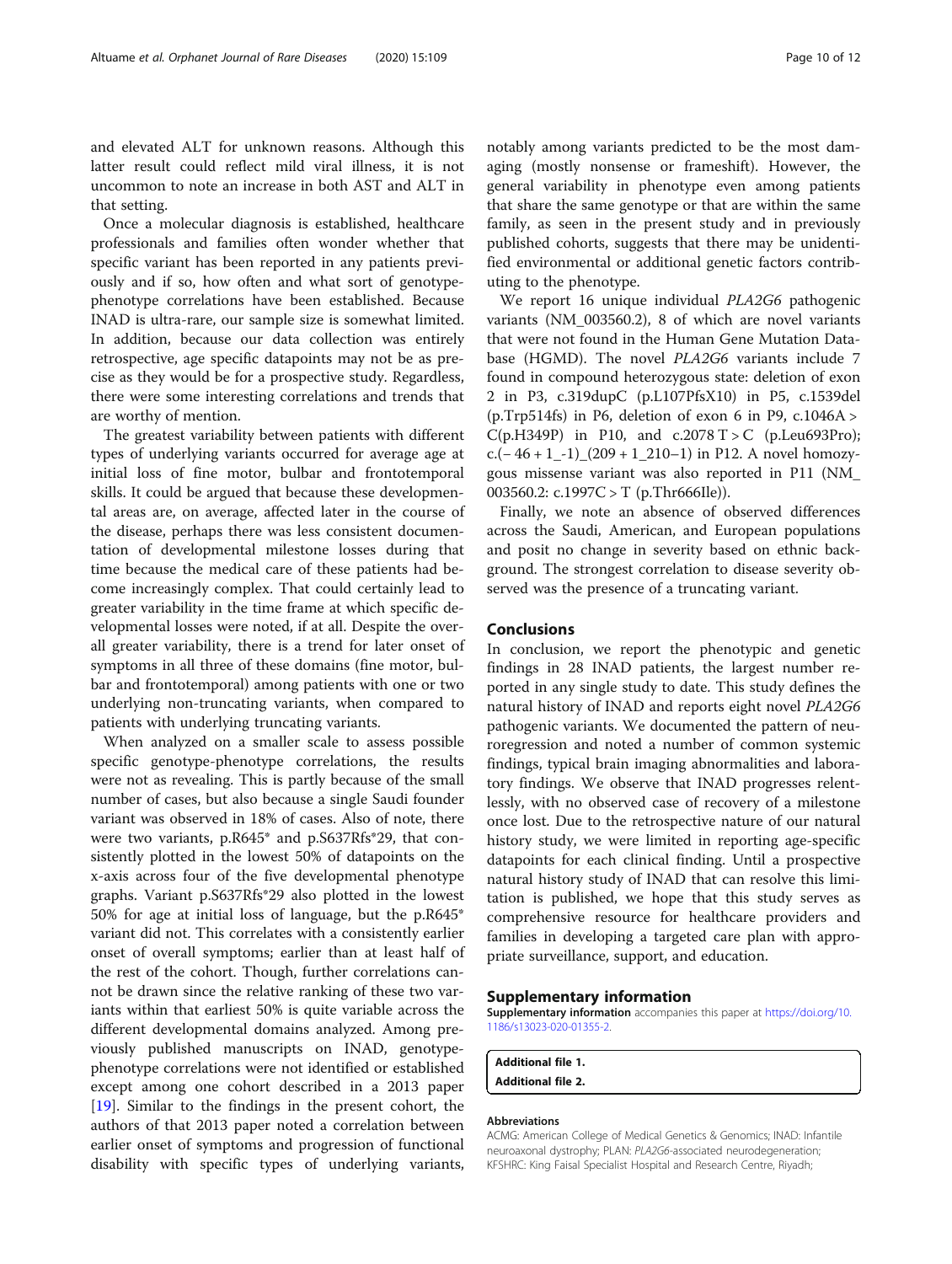and elevated ALT for unknown reasons. Although this latter result could reflect mild viral illness, it is not uncommon to note an increase in both AST and ALT in that setting.

Once a molecular diagnosis is established, healthcare professionals and families often wonder whether that specific variant has been reported in any patients previously and if so, how often and what sort of genotype-phenotype correlations have been established. Because INAD is ultra-rare, our sample size is somewhat limited. In addition, because our data collection was entirely retrospective, age specific datapoints may not be as precise as they would be for a prospective study. Regardless, there were some interesting correlations and trends that are worthy of mention.

The greatest variability between patients with different types of underlying variants occurred for average age at initial loss of fine motor, bulbar and frontotemporal skills. It could be argued that because these developmental areas are, on average, affected later in the course of the disease, perhaps there was less consistent documentation of developmental milestone losses during that time because the medical care of these patients had become increasingly complex. That could certainly lead to greater variability in the time frame at which specific developmental losses were noted, if at all. Despite the overall greater variability, there is a trend for later onset of symptoms in all three of these domains (fine motor, bulbar and frontotemporal) among patients with one or two underlying non-truncating variants, when compared to patients with underlying truncating variants.

When analyzed on a smaller scale to assess possible specific genotype-phenotype correlations, the results were not as revealing. This is partly because of the small number of cases, but also because a single Saudi founder variant was observed in 18% of cases. Also of note, there were two variants, p.R645* and p.S637Rfs*29, that consistently plotted in the lowest 50% of datapoints on the x-axis across four of the five developmental phenotype graphs. Variant p.S637Rfs*29 also plotted in the lowest 50% for age at initial loss of language, but the p.R645* variant did not. This correlates with a consistently earlier onset of overall symptoms; earlier than at least half of the rest of the cohort. Though, further correlations cannot be drawn since the relative ranking of these two variants within that earliest 50% is quite variable across the different developmental domains analyzed. Among previously published manuscripts on INAD, genotype-phenotype correlations were not identified or established except among one cohort described in a 2013 paper [19]. Similar to the findings in the present cohort, the authors of that 2013 paper noted a correlation between earlier onset of symptoms and progression of functional disability with specific types of underlying variants, notably among variants predicted to be the most damaging (mostly nonsense or frameshift). However, the general variability in phenotype even among patients that share the same genotype or that are within the same family, as seen in the present study and in previously published cohorts, suggests that there may be unidentified environmental or additional genetic factors contributing to the phenotype.

We report 16 unique individual *PLA2G6* pathogenic variants (NM_003560.2), 8 of which are novel variants that were not found in the Human Gene Mutation Database (HGMD). The novel *PLA2G6* variants include 7 found in compound heterozygous state: deletion of exon 2 in P3, c.319dupC (p.L107PfsX10) in P5, c.1539del (p.Trp514fs) in P6, deletion of exon 6 in P9, c.1046A > C(p.H349P) in P10, and c.2078 T > C (p.Leu693Pro); c.(− 46 + 1_-1)_(209 + 1_210−1) in P12. A novel homozygous missense variant was also reported in P11 (NM_003560.2: c.1997C > T (p.Thr666Ile)).

Finally, we note an absence of observed differences across the Saudi, American, and European populations and posit no change in severity based on ethnic background. The strongest correlation to disease severity observed was the presence of a truncating variant.

## Conclusions

In conclusion, we report the phenotypic and genetic findings in 28 INAD patients, the largest number reported in any single study to date. This study defines the natural history of INAD and reports eight novel *PLA2G6* pathogenic variants. We documented the pattern of neuroregression and noted a number of common systemic findings, typical brain imaging abnormalities and laboratory findings. We observe that INAD progresses relentlessly, with no observed case of recovery of a milestone once lost. Due to the retrospective nature of our natural history study, we were limited in reporting age-specific datapoints for each clinical finding. Until a prospective natural history study of INAD that can resolve this limitation is published, we hope that this study serves as comprehensive resource for healthcare providers and families in developing a targeted care plan with appropriate surveillance, support, and education.

## Supplementary information

**Supplementary information** accompanies this paper at https://doi.org/10.1186/s13023-020-01355-2.

**Additional file 1.**
**Additional file 2.**

#### Abbreviations

ACMG: American College of Medical Genetics & Genomics; INAD: Infantile neuroaxonal dystrophy; PLAN: *PLA2G6*-associated neurodegeneration; KFSHRC: King Faisal Specialist Hospital and Research Centre, Riyadh;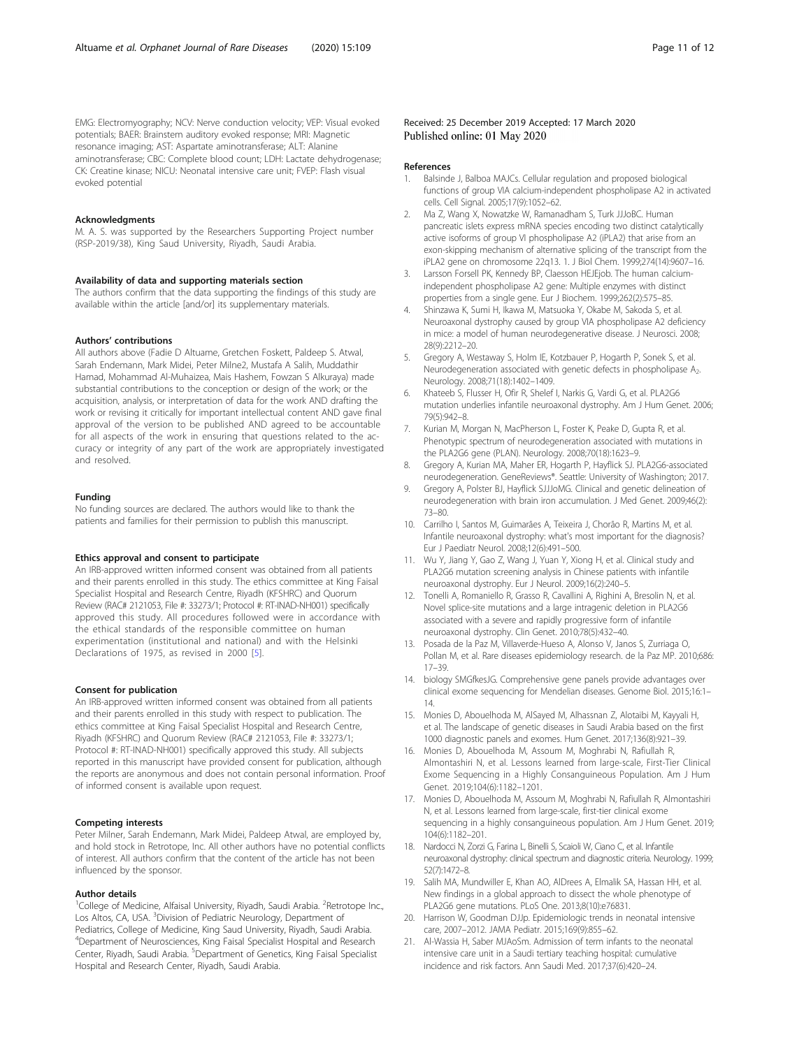EMG: Electromyography; NCV: Nerve conduction velocity; VEP: Visual evoked potentials; BAER: Brainstem auditory evoked response; MRI: Magnetic resonance imaging; AST: Aspartate aminotransferase; ALT: Alanine aminotransferase; CBC: Complete blood count; LDH: Lactate dehydrogenase; CK: Creatine kinase; NICU: Neonatal intensive care unit; FVEP: Flash visual evoked potential

#### Acknowledgments

M. A. S. was supported by the Researchers Supporting Project number (RSP-2019/38), King Saud University, Riyadh, Saudi Arabia.

#### Availability of data and supporting materials section

The authors confirm that the data supporting the findings of this study are available within the article [and/or] its supplementary materials.

#### Authors' contributions

All authors above (Fadie D Altuame, Gretchen Foskett, Paldeep S. Atwal, Sarah Endemann, Mark Midei, Peter Milne2, Mustafa A Salih, Muddathir Hamad, Mohammad Al-Muhaizea, Mais Hashem, Fowzan S Alkuraya) made substantial contributions to the conception or design of the work; or the acquisition, analysis, or interpretation of data for the work AND drafting the work or revising it critically for important intellectual content AND gave final approval of the version to be published AND agreed to be accountable for all aspects of the work in ensuring that questions related to the accuracy or integrity of any part of the work are appropriately investigated and resolved.

#### Funding

No funding sources are declared. The authors would like to thank the patients and families for their permission to publish this manuscript.

#### Ethics approval and consent to participate

An IRB-approved written informed consent was obtained from all patients and their parents enrolled in this study. The ethics committee at King Faisal Specialist Hospital and Research Centre, Riyadh (KFSHRC) and Quorum Review (RAC# 2121053, File #: 33273/1; Protocol #: RT-INAD-NH001) specifically approved this study. All procedures followed were in accordance with the ethical standards of the responsible committee on human experimentation (institutional and national) and with the Helsinki Declarations of 1975, as revised in 2000 [5].

#### Consent for publication

An IRB-approved written informed consent was obtained from all patients and their parents enrolled in this study with respect to publication. The ethics committee at King Faisal Specialist Hospital and Research Centre, Riyadh (KFSHRC) and Quorum Review (RAC# 2121053, File #: 33273/1; Protocol #: RT-INAD-NH001) specifically approved this study. All subjects reported in this manuscript have provided consent for publication, although the reports are anonymous and does not contain personal information. Proof of informed consent is available upon request.

#### Competing interests

Peter Milner, Sarah Endemann, Mark Midei, Paldeep Atwal, are employed by, and hold stock in Retrotope, Inc. All other authors have no potential conflicts of interest. All authors confirm that the content of the article has not been influenced by the sponsor.

#### Author details

[1]College of Medicine, Alfaisal University, Riyadh, Saudi Arabia. [2]Retrotope Inc., Los Altos, CA, USA. [3]Division of Pediatric Neurology, Department of Pediatrics, College of Medicine, King Saud University, Riyadh, Saudi Arabia. [4]Department of Neurosciences, King Faisal Specialist Hospital and Research Center, Riyadh, Saudi Arabia. [5]Department of Genetics, King Faisal Specialist Hospital and Research Center, Riyadh, Saudi Arabia.

Received: 25 December 2019 Accepted: 17 March 2020
Published online: 01 May 2020

#### References

1. Balsinde J, Balboa MAJCs. Cellular regulation and proposed biological functions of group VIA calcium-independent phospholipase A2 in activated cells. Cell Signal. 2005;17(9):1052–62.
2. Ma Z, Wang X, Nowatzke W, Ramanadham S, Turk JJJoBC. Human pancreatic islets express mRNA species encoding two distinct catalytically active isoforms of group VI phospholipase A2 (iPLA2) that arise from an exon-skipping mechanism of alternative splicing of the transcript from the iPLA2 gene on chromosome 22q13. 1. J Biol Chem. 1999;274(14):9607–16.
3. Larsson Forsell PK, Kennedy BP, Claesson HEJEjob. The human calcium-independent phospholipase A2 gene: Multiple enzymes with distinct properties from a single gene. Eur J Biochem. 1999;262(2):575–85.
4. Shinzawa K, Sumi H, Ikawa M, Matsuoka Y, Okabe M, Sakoda S, et al. Neuroaxonal dystrophy caused by group VIA phospholipase A2 deficiency in mice: a model of human neurodegenerative disease. J Neurosci. 2008; 28(9):2212–20.
5. Gregory A, Westaway S, Holm IE, Kotzbauer P, Hogarth P, Sonek S, et al. Neurodegeneration associated with genetic defects in phospholipase $A_2$. Neurology. 2008;71(18):1402–1409.
6. Khateeb S, Flusser H, Ofir R, Shelef I, Narkis G, Vardi G, et al. PLA2G6 mutation underlies infantile neuroaxonal dystrophy. Am J Hum Genet. 2006; 79(5):942–8.
7. Kurian M, Morgan N, MacPherson L, Foster K, Peake D, Gupta R, et al. Phenotypic spectrum of neurodegeneration associated with mutations in the PLA2G6 gene (PLAN). Neurology. 2008;70(18):1623–9.
8. Gregory A, Kurian MA, Maher ER, Hogarth P, Hayflick SJ. PLA2G6-associated neurodegeneration. GeneReviews®. Seattle: University of Washington; 2017.
9. Gregory A, Polster BJ, Hayflick SJJJoMG. Clinical and genetic delineation of neurodegeneration with brain iron accumulation. J Med Genet. 2009;46(2): 73–80.
10. Carrilho I, Santos M, Guimarães A, Teixeira J, Chorão R, Martins M, et al. Infantile neuroaxonal dystrophy: what's most important for the diagnosis? Eur J Paediatr Neurol. 2008;12(6):491–500.
11. Wu Y, Jiang Y, Gao Z, Wang J, Yuan Y, Xiong H, et al. Clinical study and PLA2G6 mutation screening analysis in Chinese patients with infantile neuroaxonal dystrophy. Eur J Neurol. 2009;16(2):240–5.
12. Tonelli A, Romaniello R, Grasso R, Cavallini A, Righini A, Bresolin N, et al. Novel splice-site mutations and a large intragenic deletion in PLA2G6 associated with a severe and rapidly progressive form of infantile neuroaxonal dystrophy. Clin Genet. 2010;78(5):432–40.
13. Posada de la Paz M, Villaverde-Hueso A, Alonso V, Janos S, Zurriaga O, Pollan M, et al. Rare diseases epidemiology research. de la Paz MP. 2010;686: 17–39.
14. biology SMGfkesJG. Comprehensive gene panels provide advantages over clinical exome sequencing for Mendelian diseases. Genome Biol. 2015;16:1–14.
15. Monies D, Abouelhoda M, AlSayed M, Alhassnan Z, Alotaibi M, Kayyali H, et al. The landscape of genetic diseases in Saudi Arabia based on the first 1000 diagnostic panels and exomes. Hum Genet. 2017;136(8):921–39.
16. Monies D, Abouelhoda M, Assoum M, Moghrabi N, Rafiullah R, Almontashiri N, et al. Lessons learned from large-scale, First-Tier Clinical Exome Sequencing in a Highly Consanguineous Population. Am J Hum Genet. 2019;104(6):1182–1201.
17. Monies D, Abouelhoda M, Assoum M, Moghrabi N, Rafiullah R, Almontashiri N, et al. Lessons learned from large-scale, first-tier clinical exome sequencing in a highly consanguineous population. Am J Hum Genet. 2019; 104(6):1182–201.
18. Nardocci N, Zorzi G, Farina L, Binelli S, Scaioli W, Ciano C, et al. Infantile neuroaxonal dystrophy: clinical spectrum and diagnostic criteria. Neurology. 1999; 52(7):1472–8.
19. Salih MA, Mundwiller E, Khan AO, AlDrees A, Elmalik SA, Hassan HH, et al. New findings in a global approach to dissect the whole phenotype of PLA2G6 gene mutations. PLoS One. 2013;8(10):e76831.
20. Harrison W, Goodman DJJp. Epidemiologic trends in neonatal intensive care, 2007–2012. JAMA Pediatr. 2015;169(9):855–62.
21. Al-Wassia H, Saber MJAoSm. Admission of term infants to the neonatal intensive care unit in a Saudi tertiary teaching hospital: cumulative incidence and risk factors. Ann Saudi Med. 2017;37(6):420–24.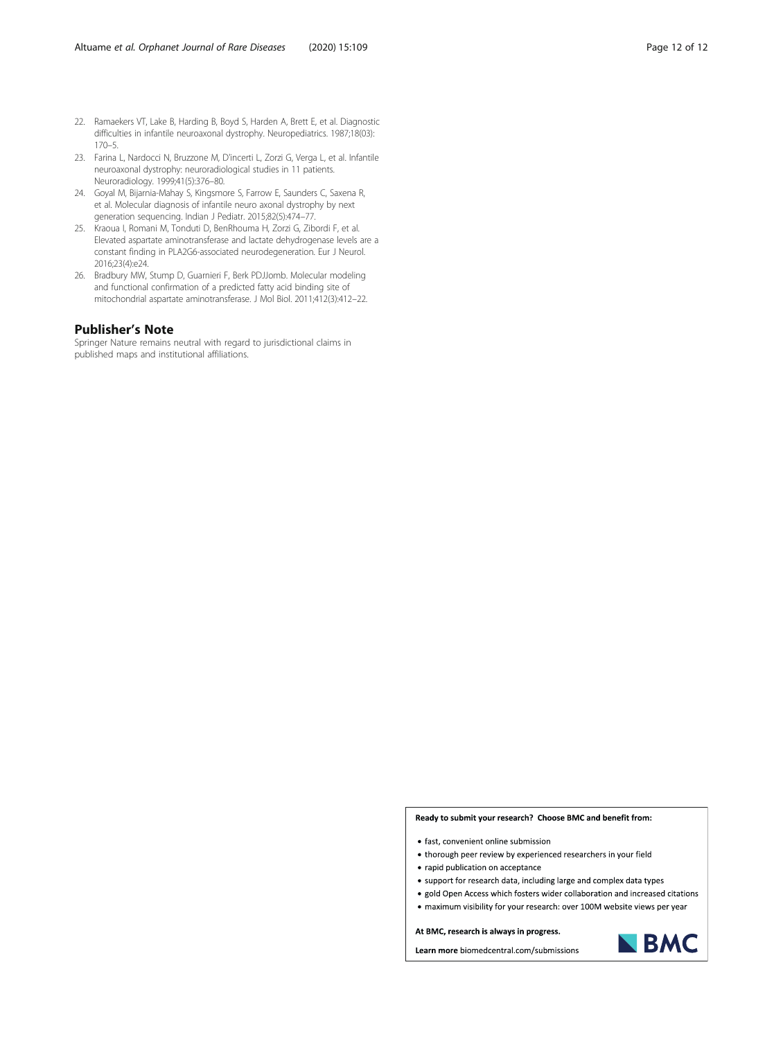22. Ramaekers VT, Lake B, Harding B, Boyd S, Harden A, Brett E, et al. Diagnostic difficulties in infantile neuroaxonal dystrophy. Neuropediatrics. 1987;18(03): 170–5.
23. Farina L, Nardocci N, Bruzzone M, D'incerti L, Zorzi G, Verga L, et al. Infantile neuroaxonal dystrophy: neuroradiological studies in 11 patients. Neuroradiology. 1999;41(5):376–80.
24. Goyal M, Bijarnia-Mahay S, Kingsmore S, Farrow E, Saunders C, Saxena R, et al. Molecular diagnosis of infantile neuro axonal dystrophy by next generation sequencing. Indian J Pediatr. 2015;82(5):474–77.
25. Kraoua I, Romani M, Tonduti D, BenRhouma H, Zorzi G, Zibordi F, et al. Elevated aspartate aminotransferase and lactate dehydrogenase levels are a constant finding in PLA2G6-associated neurodegeneration. Eur J Neurol. 2016;23(4):e24.
26. Bradbury MW, Stump D, Guarnieri F, Berk PDJJomb. Molecular modeling and functional confirmation of a predicted fatty acid binding site of mitochondrial aspartate aminotransferase. J Mol Biol. 2011;412(3):412–22.

## Publisher's Note

Springer Nature remains neutral with regard to jurisdictional claims in published maps and institutional affiliations.

**Ready to submit your research? Choose BMC and benefit from:**

- fast, convenient online submission
- thorough peer review by experienced researchers in your field
- rapid publication on acceptance
- support for research data, including large and complex data types
- gold Open Access which fosters wider collaboration and increased citations
- maximum visibility for your research: over 100M website views per year

**At BMC, research is always in progress.**

**Learn more** biomedcentral.com/submissions

BMC